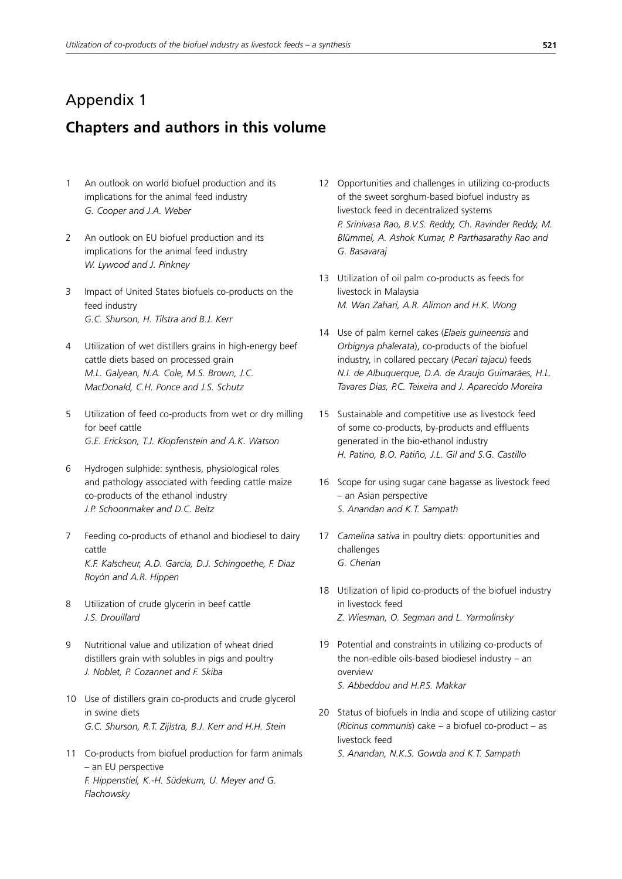# Appendix 1

## Chapters and authors in this volume

1. An outlook on world biofuel production and its implications for the animal feed industry
   *G. Cooper and J.A. Weber*

2. An outlook on EU biofuel production and its implications for the animal feed industry
   *W. Lywood and J. Pinkney*

3. Impact of United States biofuels co-products on the feed industry
   *G.C. Shurson, H. Tilstra and B.J. Kerr*

4. Utilization of wet distillers grains in high-energy beef cattle diets based on processed grain
   *M.L. Galyean, N.A. Cole, M.S. Brown, J.C. MacDonald, C.H. Ponce and J.S. Schutz*

5. Utilization of feed co-products from wet or dry milling for beef cattle
   *G.E. Erickson, T.J. Klopfenstein and A.K. Watson*

6. Hydrogen sulphide: synthesis, physiological roles and pathology associated with feeding cattle maize co-products of the ethanol industry
   *J.P. Schoonmaker and D.C. Beitz*

7. Feeding co-products of ethanol and biodiesel to dairy cattle
   *K.F. Kalscheur, A.D. Garcia, D.J. Schingoethe, F. Diaz Royón and A.R. Hippen*

8. Utilization of crude glycerin in beef cattle
   *J.S. Drouillard*

9. Nutritional value and utilization of wheat dried distillers grain with solubles in pigs and poultry
   *J. Noblet, P. Cozannet and F. Skiba*

10. Use of distillers grain co-products and crude glycerol in swine diets
    *G.C. Shurson, R.T. Zijlstra, B.J. Kerr and H.H. Stein*

11. Co-products from biofuel production for farm animals – an EU perspective
    *F. Hippenstiel, K.-H. Südekum, U. Meyer and G. Flachowsky*

12. Opportunities and challenges in utilizing co-products of the sweet sorghum-based biofuel industry as livestock feed in decentralized systems
    *P. Srinivasa Rao, B.V.S. Reddy, Ch. Ravinder Reddy, M. Blümmel, A. Ashok Kumar, P. Parthasarathy Rao and G. Basavaraj*

13. Utilization of oil palm co-products as feeds for livestock in Malaysia
    *M. Wan Zahari, A.R. Alimon and H.K. Wong*

14. Use of palm kernel cakes (*Elaeis guineensis* and *Orbignya phalerata*), co-products of the biofuel industry, in collared peccary (*Pecari tajacu*) feeds
    *N.I. de Albuquerque, D.A. de Araujo Guimarães, H.L. Tavares Dias, P.C. Teixeira and J. Aparecido Moreira*

15. Sustainable and competitive use as livestock feed of some co-products, by-products and effluents generated in the bio-ethanol industry
    *H. Patino, B.O. Patiño, J.L. Gil and S.G. Castillo*

16. Scope for using sugar cane bagasse as livestock feed – an Asian perspective
    *S. Anandan and K.T. Sampath*

17. *Camelina sativa* in poultry diets: opportunities and challenges
    *G. Cherian*

18. Utilization of lipid co-products of the biofuel industry in livestock feed
    *Z. Wiesman, O. Segman and L. Yarmolinsky*

19. Potential and constraints in utilizing co-products of the non-edible oils-based biodiesel industry – an overview
    *S. Abbeddou and H.P.S. Makkar*

20. Status of biofuels in India and scope of utilizing castor (*Ricinus communis*) cake – a biofuel co-product – as livestock feed
    *S. Anandan, N.K.S. Gowda and K.T. Sampath*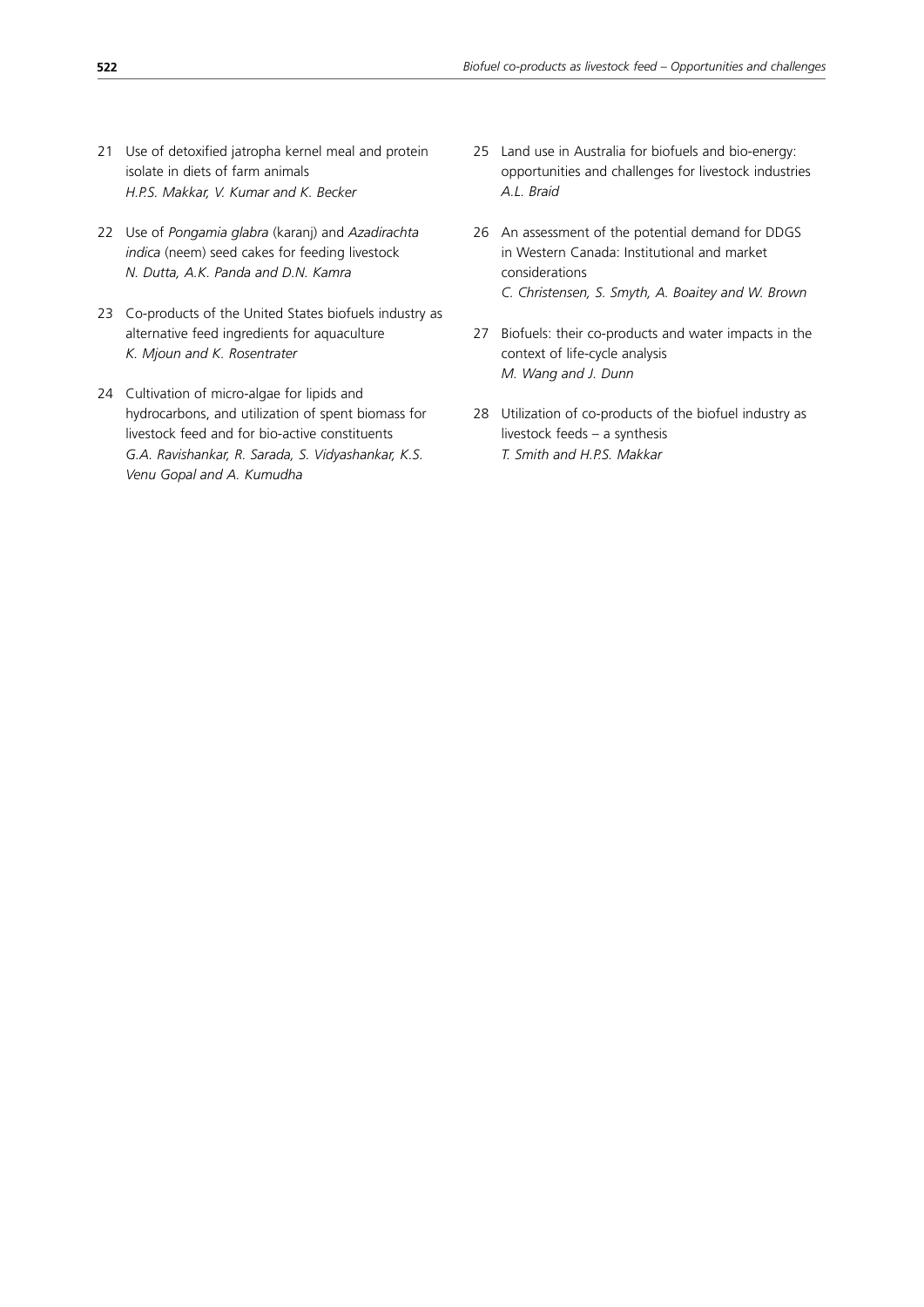21 Use of detoxified jatropha kernel meal and protein isolate in diets of farm animals
*H.P.S. Makkar, V. Kumar and K. Becker*

22 Use of *Pongamia glabra* (karanj) and *Azadirachta indica* (neem) seed cakes for feeding livestock
*N. Dutta, A.K. Panda and D.N. Kamra*

23 Co-products of the United States biofuels industry as alternative feed ingredients for aquaculture
*K. Mjoun and K. Rosentrater*

24 Cultivation of micro-algae for lipids and hydrocarbons, and utilization of spent biomass for livestock feed and for bio-active constituents
*G.A. Ravishankar, R. Sarada, S. Vidyashankar, K.S. Venu Gopal and A. Kumudha*

25 Land use in Australia for biofuels and bio-energy: opportunities and challenges for livestock industries
*A.L. Braid*

26 An assessment of the potential demand for DDGS in Western Canada: Institutional and market considerations
*C. Christensen, S. Smyth, A. Boaitey and W. Brown*

27 Biofuels: their co-products and water impacts in the context of life-cycle analysis
*M. Wang and J. Dunn*

28 Utilization of co-products of the biofuel industry as livestock feeds – a synthesis
*T. Smith and H.P.S. Makkar*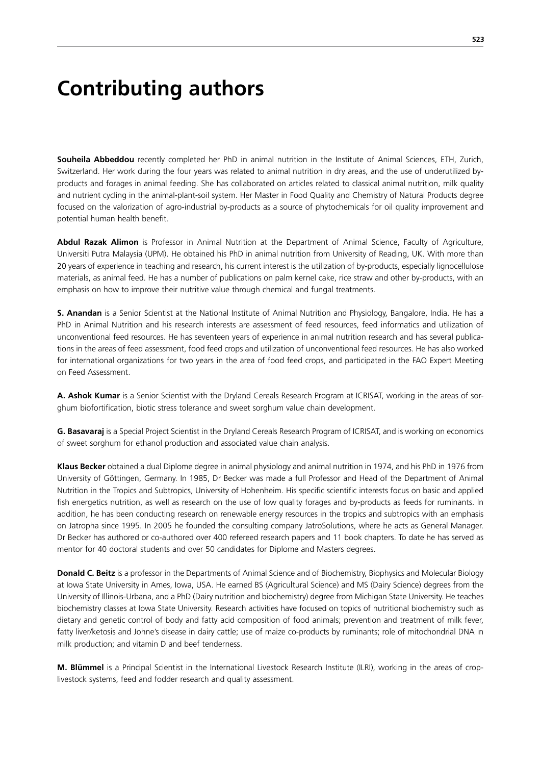# Contributing authors

**Souheila Abbeddou** recently completed her PhD in animal nutrition in the Institute of Animal Sciences, ETH, Zurich, Switzerland. Her work during the four years was related to animal nutrition in dry areas, and the use of underutilized by-products and forages in animal feeding. She has collaborated on articles related to classical animal nutrition, milk quality and nutrient cycling in the animal-plant-soil system. Her Master in Food Quality and Chemistry of Natural Products degree focused on the valorization of agro-industrial by-products as a source of phytochemicals for oil quality improvement and potential human health benefit.

**Abdul Razak Alimon** is Professor in Animal Nutrition at the Department of Animal Science, Faculty of Agriculture, Universiti Putra Malaysia (UPM). He obtained his PhD in animal nutrition from University of Reading, UK. With more than 20 years of experience in teaching and research, his current interest is the utilization of by-products, especially lignocellulose materials, as animal feed. He has a number of publications on palm kernel cake, rice straw and other by-products, with an emphasis on how to improve their nutritive value through chemical and fungal treatments.

**S. Anandan** is a Senior Scientist at the National Institute of Animal Nutrition and Physiology, Bangalore, India. He has a PhD in Animal Nutrition and his research interests are assessment of feed resources, feed informatics and utilization of unconventional feed resources. He has seventeen years of experience in animal nutrition research and has several publications in the areas of feed assessment, food feed crops and utilization of unconventional feed resources. He has also worked for international organizations for two years in the area of food feed crops, and participated in the FAO Expert Meeting on Feed Assessment.

**A. Ashok Kumar** is a Senior Scientist with the Dryland Cereals Research Program at ICRISAT, working in the areas of sorghum biofortification, biotic stress tolerance and sweet sorghum value chain development.

**G. Basavaraj** is a Special Project Scientist in the Dryland Cereals Research Program of ICRISAT, and is working on economics of sweet sorghum for ethanol production and associated value chain analysis.

**Klaus Becker** obtained a dual Diplome degree in animal physiology and animal nutrition in 1974, and his PhD in 1976 from University of Göttingen, Germany. In 1985, Dr Becker was made a full Professor and Head of the Department of Animal Nutrition in the Tropics and Subtropics, University of Hohenheim. His specific scientific interests focus on basic and applied fish energetics nutrition, as well as research on the use of low quality forages and by-products as feeds for ruminants. In addition, he has been conducting research on renewable energy resources in the tropics and subtropics with an emphasis on Jatropha since 1995. In 2005 he founded the consulting company JatroSolutions, where he acts as General Manager. Dr Becker has authored or co-authored over 400 refereed research papers and 11 book chapters. To date he has served as mentor for 40 doctoral students and over 50 candidates for Diplome and Masters degrees.

**Donald C. Beitz** is a professor in the Departments of Animal Science and of Biochemistry, Biophysics and Molecular Biology at Iowa State University in Ames, Iowa, USA. He earned BS (Agricultural Science) and MS (Dairy Science) degrees from the University of Illinois-Urbana, and a PhD (Dairy nutrition and biochemistry) degree from Michigan State University. He teaches biochemistry classes at Iowa State University. Research activities have focused on topics of nutritional biochemistry such as dietary and genetic control of body and fatty acid composition of food animals; prevention and treatment of milk fever, fatty liver/ketosis and Johne's disease in dairy cattle; use of maize co-products by ruminants; role of mitochondrial DNA in milk production; and vitamin D and beef tenderness.

**M. Blümmel** is a Principal Scientist in the International Livestock Research Institute (ILRI), working in the areas of crop-livestock systems, feed and fodder research and quality assessment.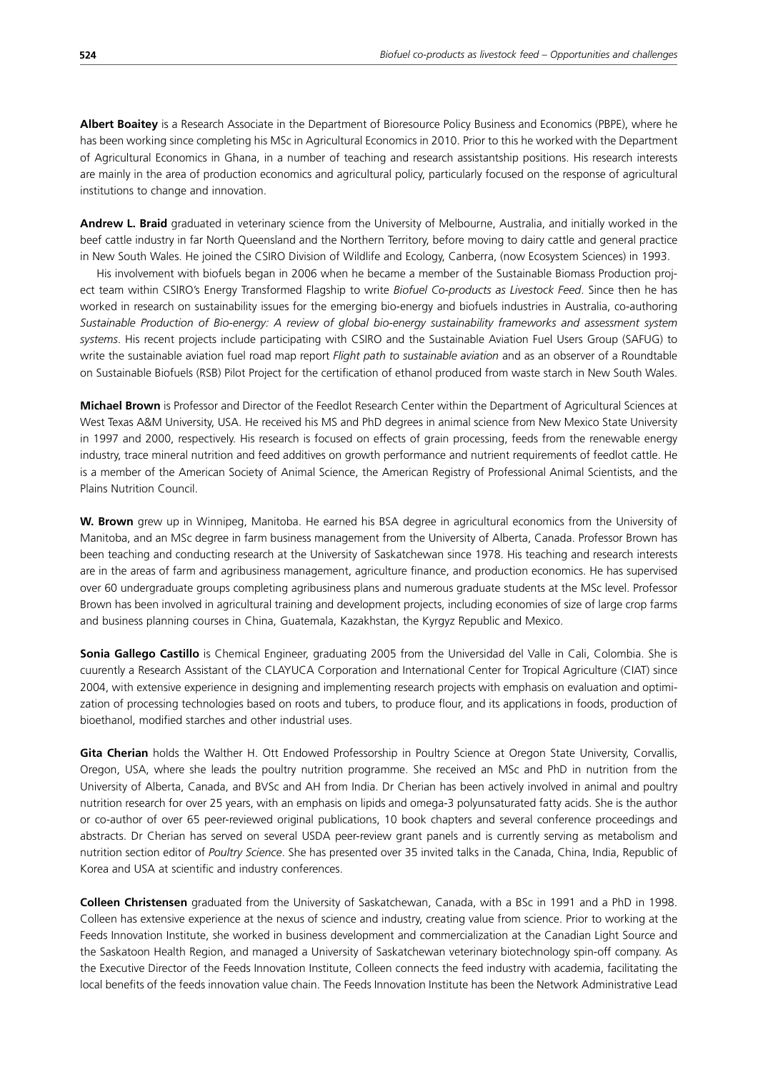**Albert Boaitey** is a Research Associate in the Department of Bioresource Policy Business and Economics (PBPE), where he has been working since completing his MSc in Agricultural Economics in 2010. Prior to this he worked with the Department of Agricultural Economics in Ghana, in a number of teaching and research assistantship positions. His research interests are mainly in the area of production economics and agricultural policy, particularly focused on the response of agricultural institutions to change and innovation.

**Andrew L. Braid** graduated in veterinary science from the University of Melbourne, Australia, and initially worked in the beef cattle industry in far North Queensland and the Northern Territory, before moving to dairy cattle and general practice in New South Wales. He joined the CSIRO Division of Wildlife and Ecology, Canberra, (now Ecosystem Sciences) in 1993.

His involvement with biofuels began in 2006 when he became a member of the Sustainable Biomass Production project team within CSIRO's Energy Transformed Flagship to write *Biofuel Co-products as Livestock Feed*. Since then he has worked in research on sustainability issues for the emerging bio-energy and biofuels industries in Australia, co-authoring *Sustainable Production of Bio-energy: A review of global bio-energy sustainability frameworks and assessment system systems*. His recent projects include participating with CSIRO and the Sustainable Aviation Fuel Users Group (SAFUG) to write the sustainable aviation fuel road map report *Flight path to sustainable aviation* and as an observer of a Roundtable on Sustainable Biofuels (RSB) Pilot Project for the certification of ethanol produced from waste starch in New South Wales.

**Michael Brown** is Professor and Director of the Feedlot Research Center within the Department of Agricultural Sciences at West Texas A&M University, USA. He received his MS and PhD degrees in animal science from New Mexico State University in 1997 and 2000, respectively. His research is focused on effects of grain processing, feeds from the renewable energy industry, trace mineral nutrition and feed additives on growth performance and nutrient requirements of feedlot cattle. He is a member of the American Society of Animal Science, the American Registry of Professional Animal Scientists, and the Plains Nutrition Council.

**W. Brown** grew up in Winnipeg, Manitoba. He earned his BSA degree in agricultural economics from the University of Manitoba, and an MSc degree in farm business management from the University of Alberta, Canada. Professor Brown has been teaching and conducting research at the University of Saskatchewan since 1978. His teaching and research interests are in the areas of farm and agribusiness management, agriculture finance, and production economics. He has supervised over 60 undergraduate groups completing agribusiness plans and numerous graduate students at the MSc level. Professor Brown has been involved in agricultural training and development projects, including economies of size of large crop farms and business planning courses in China, Guatemala, Kazakhstan, the Kyrgyz Republic and Mexico.

**Sonia Gallego Castillo** is Chemical Engineer, graduating 2005 from the Universidad del Valle in Cali, Colombia. She is cuurently a Research Assistant of the CLAYUCA Corporation and International Center for Tropical Agriculture (CIAT) since 2004, with extensive experience in designing and implementing research projects with emphasis on evaluation and optimization of processing technologies based on roots and tubers, to produce flour, and its applications in foods, production of bioethanol, modified starches and other industrial uses.

**Gita Cherian** holds the Walther H. Ott Endowed Professorship in Poultry Science at Oregon State University, Corvallis, Oregon, USA, where she leads the poultry nutrition programme. She received an MSc and PhD in nutrition from the University of Alberta, Canada, and BVSc and AH from India. Dr Cherian has been actively involved in animal and poultry nutrition research for over 25 years, with an emphasis on lipids and omega-3 polyunsaturated fatty acids. She is the author or co-author of over 65 peer-reviewed original publications, 10 book chapters and several conference proceedings and abstracts. Dr Cherian has served on several USDA peer-review grant panels and is currently serving as metabolism and nutrition section editor of *Poultry Science*. She has presented over 35 invited talks in the Canada, China, India, Republic of Korea and USA at scientific and industry conferences.

**Colleen Christensen** graduated from the University of Saskatchewan, Canada, with a BSc in 1991 and a PhD in 1998. Colleen has extensive experience at the nexus of science and industry, creating value from science. Prior to working at the Feeds Innovation Institute, she worked in business development and commercialization at the Canadian Light Source and the Saskatoon Health Region, and managed a University of Saskatchewan veterinary biotechnology spin-off company. As the Executive Director of the Feeds Innovation Institute, Colleen connects the feed industry with academia, facilitating the local benefits of the feeds innovation value chain. The Feeds Innovation Institute has been the Network Administrative Lead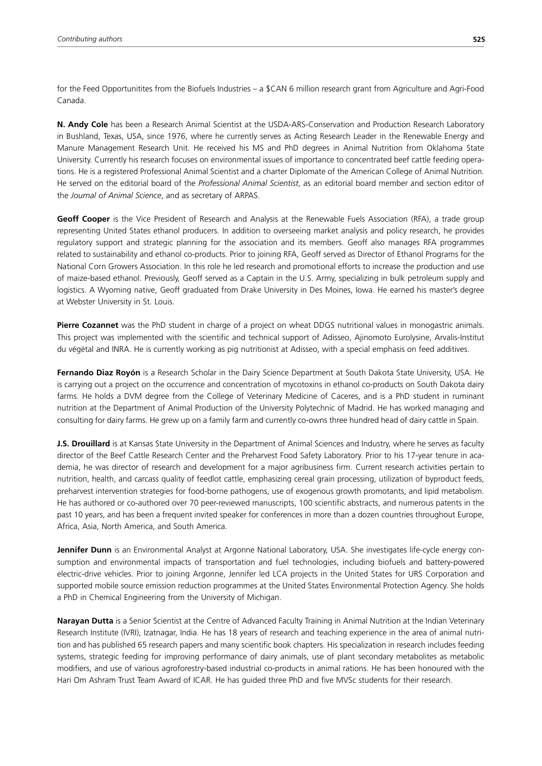for the Feed Opportunitites from the Biofuels Industries – a $CAN 6 million research grant from Agriculture and Agri-Food Canada.

**N. Andy Cole** has been a Research Animal Scientist at the USDA-ARS-Conservation and Production Research Laboratory in Bushland, Texas, USA, since 1976, where he currently serves as Acting Research Leader in the Renewable Energy and Manure Management Research Unit. He received his MS and PhD degrees in Animal Nutrition from Oklahoma State University. Currently his research focuses on environmental issues of importance to concentrated beef cattle feeding operations. He is a registered Professional Animal Scientist and a charter Diplomate of the American College of Animal Nutrition. He served on the editorial board of the *Professional Animal Scientist*, as an editorial board member and section editor of the *Journal of Animal Science*, and as secretary of ARPAS.

**Geoff Cooper** is the Vice President of Research and Analysis at the Renewable Fuels Association (RFA), a trade group representing United States ethanol producers. In addition to overseeing market analysis and policy research, he provides regulatory support and strategic planning for the association and its members. Geoff also manages RFA programmes related to sustainability and ethanol co-products. Prior to joining RFA, Geoff served as Director of Ethanol Programs for the National Corn Growers Association. In this role he led research and promotional efforts to increase the production and use of maize-based ethanol. Previously, Geoff served as a Captain in the U.S. Army, specializing in bulk petroleum supply and logistics. A Wyoming native, Geoff graduated from Drake University in Des Moines, Iowa. He earned his master's degree at Webster University in St. Louis.

**Pierre Cozannet** was the PhD student in charge of a project on wheat DDGS nutritional values in monogastric animals. This project was implemented with the scientific and technical support of Adisseo, Ajinomoto Eurolysine, Arvalis-Institut du végétal and INRA. He is currently working as pig nutritionist at Adisseo, with a special emphasis on feed additives.

**Fernando Diaz Royón** is a Research Scholar in the Dairy Science Department at South Dakota State University, USA. He is carrying out a project on the occurrence and concentration of mycotoxins in ethanol co-products on South Dakota dairy farms. He holds a DVM degree from the College of Veterinary Medicine of Caceres, and is a PhD student in ruminant nutrition at the Department of Animal Production of the University Polytechnic of Madrid. He has worked managing and consulting for dairy farms. He grew up on a family farm and currently co-owns three hundred head of dairy cattle in Spain.

**J.S. Drouillard** is at Kansas State University in the Department of Animal Sciences and Industry, where he serves as faculty director of the Beef Cattle Research Center and the Preharvest Food Safety Laboratory. Prior to his 17-year tenure in academia, he was director of research and development for a major agribusiness firm. Current research activities pertain to nutrition, health, and carcass quality of feedlot cattle, emphasizing cereal grain processing, utilization of byproduct feeds, preharvest intervention strategies for food-borne pathogens, use of exogenous growth promotants, and lipid metabolism. He has authored or co-authored over 70 peer-reviewed manuscripts, 100 scientific abstracts, and numerous patents in the past 10 years, and has been a frequent invited speaker for conferences in more than a dozen countries throughout Europe, Africa, Asia, North America, and South America.

**Jennifer Dunn** is an Environmental Analyst at Argonne National Laboratory, USA. She investigates life-cycle energy consumption and environmental impacts of transportation and fuel technologies, including biofuels and battery-powered electric-drive vehicles. Prior to joining Argonne, Jennifer led LCA projects in the United States for URS Corporation and supported mobile source emission reduction programmes at the United States Environmental Protection Agency. She holds a PhD in Chemical Engineering from the University of Michigan.

**Narayan Dutta** is a Senior Scientist at the Centre of Advanced Faculty Training in Animal Nutrition at the Indian Veterinary Research Institute (IVRI), Izatnagar, India. He has 18 years of research and teaching experience in the area of animal nutrition and has published 65 research papers and many scientific book chapters. His specialization in research includes feeding systems, strategic feeding for improving performance of dairy animals, use of plant secondary metabolites as metabolic modifiers, and use of various agroforestry-based industrial co-products in animal rations. He has been honoured with the Hari Om Ashram Trust Team Award of ICAR. He has guided three PhD and five MVSc students for their research.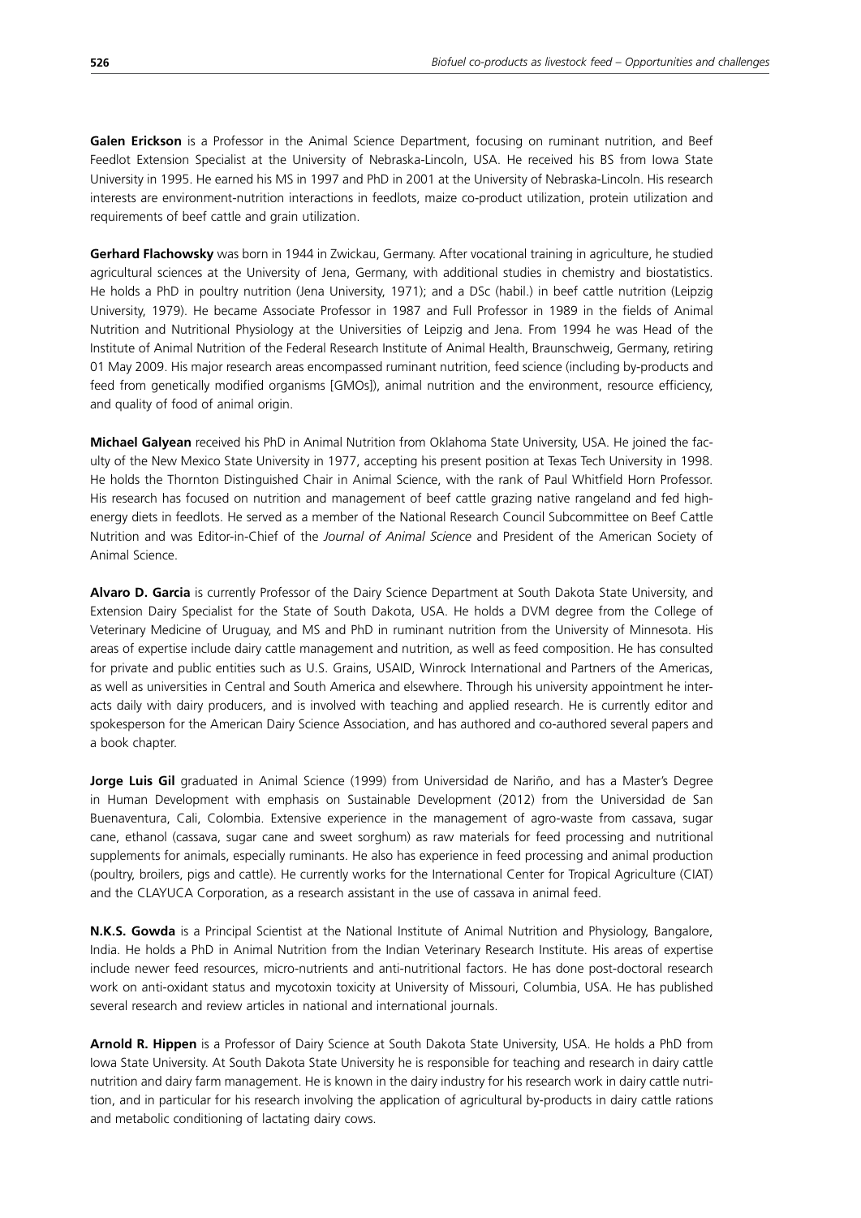**Galen Erickson** is a Professor in the Animal Science Department, focusing on ruminant nutrition, and Beef Feedlot Extension Specialist at the University of Nebraska-Lincoln, USA. He received his BS from Iowa State University in 1995. He earned his MS in 1997 and PhD in 2001 at the University of Nebraska-Lincoln. His research interests are environment-nutrition interactions in feedlots, maize co-product utilization, protein utilization and requirements of beef cattle and grain utilization.

**Gerhard Flachowsky** was born in 1944 in Zwickau, Germany. After vocational training in agriculture, he studied agricultural sciences at the University of Jena, Germany, with additional studies in chemistry and biostatistics. He holds a PhD in poultry nutrition (Jena University, 1971); and a DSc (habil.) in beef cattle nutrition (Leipzig University, 1979). He became Associate Professor in 1987 and Full Professor in 1989 in the fields of Animal Nutrition and Nutritional Physiology at the Universities of Leipzig and Jena. From 1994 he was Head of the Institute of Animal Nutrition of the Federal Research Institute of Animal Health, Braunschweig, Germany, retiring 01 May 2009. His major research areas encompassed ruminant nutrition, feed science (including by-products and feed from genetically modified organisms [GMOs]), animal nutrition and the environment, resource efficiency, and quality of food of animal origin.

**Michael Galyean** received his PhD in Animal Nutrition from Oklahoma State University, USA. He joined the faculty of the New Mexico State University in 1977, accepting his present position at Texas Tech University in 1998. He holds the Thornton Distinguished Chair in Animal Science, with the rank of Paul Whitfield Horn Professor. His research has focused on nutrition and management of beef cattle grazing native rangeland and fed high-energy diets in feedlots. He served as a member of the National Research Council Subcommittee on Beef Cattle Nutrition and was Editor-in-Chief of the *Journal of Animal Science* and President of the American Society of Animal Science.

**Alvaro D. Garcia** is currently Professor of the Dairy Science Department at South Dakota State University, and Extension Dairy Specialist for the State of South Dakota, USA. He holds a DVM degree from the College of Veterinary Medicine of Uruguay, and MS and PhD in ruminant nutrition from the University of Minnesota. His areas of expertise include dairy cattle management and nutrition, as well as feed composition. He has consulted for private and public entities such as U.S. Grains, USAID, Winrock International and Partners of the Americas, as well as universities in Central and South America and elsewhere. Through his university appointment he interacts daily with dairy producers, and is involved with teaching and applied research. He is currently editor and spokesperson for the American Dairy Science Association, and has authored and co-authored several papers and a book chapter.

**Jorge Luis Gil** graduated in Animal Science (1999) from Universidad de Nariño, and has a Master's Degree in Human Development with emphasis on Sustainable Development (2012) from the Universidad de San Buenaventura, Cali, Colombia. Extensive experience in the management of agro-waste from cassava, sugar cane, ethanol (cassava, sugar cane and sweet sorghum) as raw materials for feed processing and nutritional supplements for animals, especially ruminants. He also has experience in feed processing and animal production (poultry, broilers, pigs and cattle). He currently works for the International Center for Tropical Agriculture (CIAT) and the CLAYUCA Corporation, as a research assistant in the use of cassava in animal feed.

**N.K.S. Gowda** is a Principal Scientist at the National Institute of Animal Nutrition and Physiology, Bangalore, India. He holds a PhD in Animal Nutrition from the Indian Veterinary Research Institute. His areas of expertise include newer feed resources, micro-nutrients and anti-nutritional factors. He has done post-doctoral research work on anti-oxidant status and mycotoxin toxicity at University of Missouri, Columbia, USA. He has published several research and review articles in national and international journals.

**Arnold R. Hippen** is a Professor of Dairy Science at South Dakota State University, USA. He holds a PhD from Iowa State University. At South Dakota State University he is responsible for teaching and research in dairy cattle nutrition and dairy farm management. He is known in the dairy industry for his research work in dairy cattle nutrition, and in particular for his research involving the application of agricultural by-products in dairy cattle rations and metabolic conditioning of lactating dairy cows.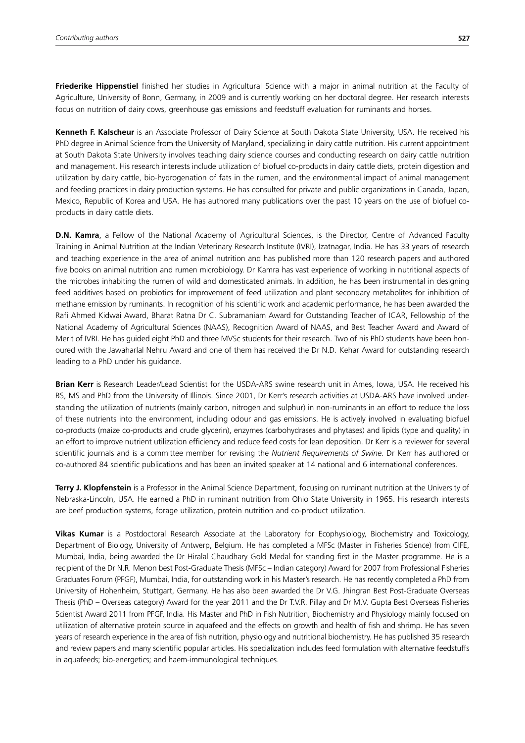**Friederike Hippenstiel** finished her studies in Agricultural Science with a major in animal nutrition at the Faculty of Agriculture, University of Bonn, Germany, in 2009 and is currently working on her doctoral degree. Her research interests focus on nutrition of dairy cows, greenhouse gas emissions and feedstuff evaluation for ruminants and horses.

**Kenneth F. Kalscheur** is an Associate Professor of Dairy Science at South Dakota State University, USA. He received his PhD degree in Animal Science from the University of Maryland, specializing in dairy cattle nutrition. His current appointment at South Dakota State University involves teaching dairy science courses and conducting research on dairy cattle nutrition and management. His research interests include utilization of biofuel co-products in dairy cattle diets, protein digestion and utilization by dairy cattle, bio-hydrogenation of fats in the rumen, and the environmental impact of animal management and feeding practices in dairy production systems. He has consulted for private and public organizations in Canada, Japan, Mexico, Republic of Korea and USA. He has authored many publications over the past 10 years on the use of biofuel co-products in dairy cattle diets.

**D.N. Kamra**, a Fellow of the National Academy of Agricultural Sciences, is the Director, Centre of Advanced Faculty Training in Animal Nutrition at the Indian Veterinary Research Institute (IVRI), Izatnagar, India. He has 33 years of research and teaching experience in the area of animal nutrition and has published more than 120 research papers and authored five books on animal nutrition and rumen microbiology. Dr Kamra has vast experience of working in nutritional aspects of the microbes inhabiting the rumen of wild and domesticated animals. In addition, he has been instrumental in designing feed additives based on probiotics for improvement of feed utilization and plant secondary metabolites for inhibition of methane emission by ruminants. In recognition of his scientific work and academic performance, he has been awarded the Rafi Ahmed Kidwai Award, Bharat Ratna Dr C. Subramaniam Award for Outstanding Teacher of ICAR, Fellowship of the National Academy of Agricultural Sciences (NAAS), Recognition Award of NAAS, and Best Teacher Award and Award of Merit of IVRI. He has guided eight PhD and three MVSc students for their research. Two of his PhD students have been honoured with the Jawaharlal Nehru Award and one of them has received the Dr N.D. Kehar Award for outstanding research leading to a PhD under his guidance.

**Brian Kerr** is Research Leader/Lead Scientist for the USDA-ARS swine research unit in Ames, Iowa, USA. He received his BS, MS and PhD from the University of Illinois. Since 2001, Dr Kerr's research activities at USDA-ARS have involved understanding the utilization of nutrients (mainly carbon, nitrogen and sulphur) in non-ruminants in an effort to reduce the loss of these nutrients into the environment, including odour and gas emissions. He is actively involved in evaluating biofuel co-products (maize co-products and crude glycerin), enzymes (carbohydrases and phytases) and lipids (type and quality) in an effort to improve nutrient utilization efficiency and reduce feed costs for lean deposition. Dr Kerr is a reviewer for several scientific journals and is a committee member for revising the *Nutrient Requirements of Swine*. Dr Kerr has authored or co-authored 84 scientific publications and has been an invited speaker at 14 national and 6 international conferences.

**Terry J. Klopfenstein** is a Professor in the Animal Science Department, focusing on ruminant nutrition at the University of Nebraska-Lincoln, USA. He earned a PhD in ruminant nutrition from Ohio State University in 1965. His research interests are beef production systems, forage utilization, protein nutrition and co-product utilization.

**Vikas Kumar** is a Postdoctoral Research Associate at the Laboratory for Ecophysiology, Biochemistry and Toxicology, Department of Biology, University of Antwerp, Belgium. He has completed a MFSc (Master in Fisheries Science) from CIFE, Mumbai, India, being awarded the Dr Hiralal Chaudhary Gold Medal for standing first in the Master programme. He is a recipient of the Dr N.R. Menon best Post-Graduate Thesis (MFSc – Indian category) Award for 2007 from Professional Fisheries Graduates Forum (PFGF), Mumbai, India, for outstanding work in his Master's research. He has recently completed a PhD from University of Hohenheim, Stuttgart, Germany. He has also been awarded the Dr V.G. Jhingran Best Post-Graduate Overseas Thesis (PhD – Overseas category) Award for the year 2011 and the Dr T.V.R. Pillay and Dr M.V. Gupta Best Overseas Fisheries Scientist Award 2011 from PFGF, India. His Master and PhD in Fish Nutrition, Biochemistry and Physiology mainly focused on utilization of alternative protein source in aquafeed and the effects on growth and health of fish and shrimp. He has seven years of research experience in the area of fish nutrition, physiology and nutritional biochemistry. He has published 35 research and review papers and many scientific popular articles. His specialization includes feed formulation with alternative feedstuffs in aquafeeds; bio-energetics; and haem-immunological techniques.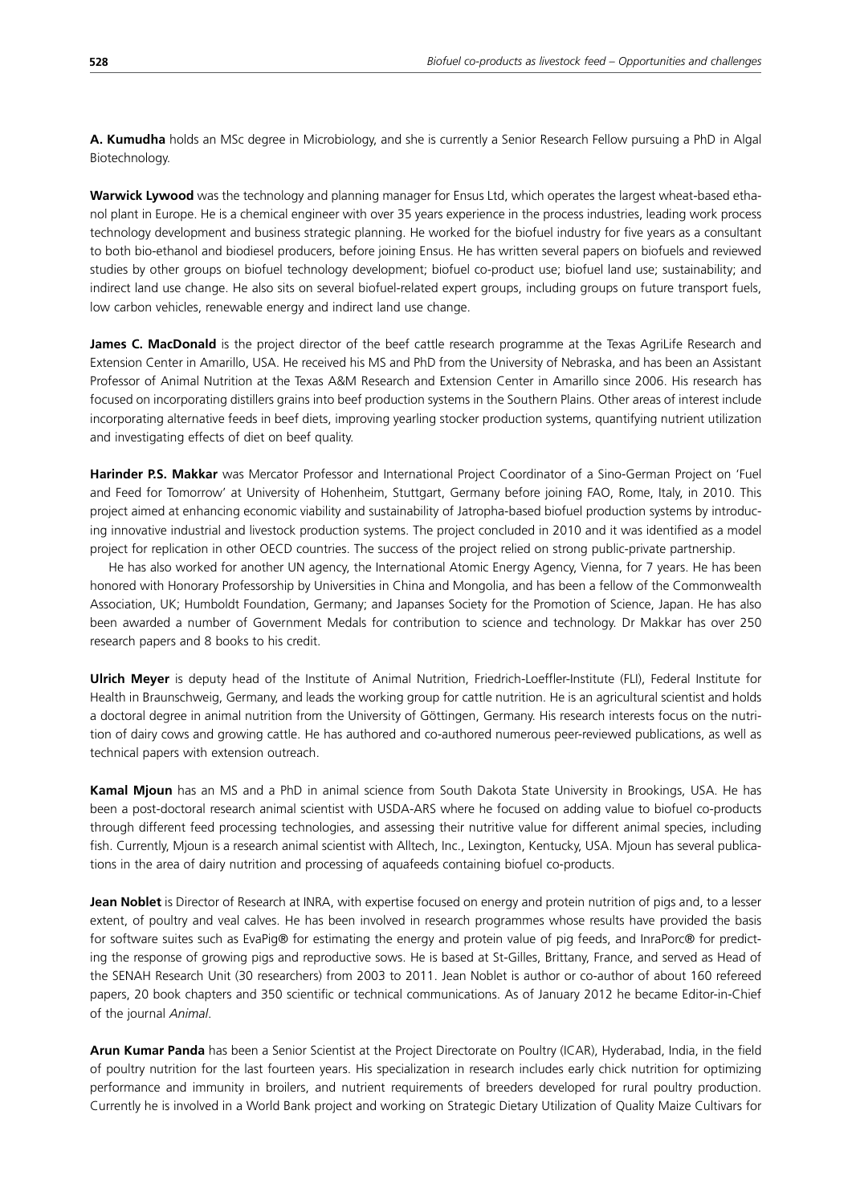**A. Kumudha** holds an MSc degree in Microbiology, and she is currently a Senior Research Fellow pursuing a PhD in Algal Biotechnology.

**Warwick Lywood** was the technology and planning manager for Ensus Ltd, which operates the largest wheat-based ethanol plant in Europe. He is a chemical engineer with over 35 years experience in the process industries, leading work process technology development and business strategic planning. He worked for the biofuel industry for five years as a consultant to both bio-ethanol and biodiesel producers, before joining Ensus. He has written several papers on biofuels and reviewed studies by other groups on biofuel technology development; biofuel co-product use; biofuel land use; sustainability; and indirect land use change. He also sits on several biofuel-related expert groups, including groups on future transport fuels, low carbon vehicles, renewable energy and indirect land use change.

**James C. MacDonald** is the project director of the beef cattle research programme at the Texas AgriLife Research and Extension Center in Amarillo, USA. He received his MS and PhD from the University of Nebraska, and has been an Assistant Professor of Animal Nutrition at the Texas A&M Research and Extension Center in Amarillo since 2006. His research has focused on incorporating distillers grains into beef production systems in the Southern Plains. Other areas of interest include incorporating alternative feeds in beef diets, improving yearling stocker production systems, quantifying nutrient utilization and investigating effects of diet on beef quality.

**Harinder P.S. Makkar** was Mercator Professor and International Project Coordinator of a Sino-German Project on 'Fuel and Feed for Tomorrow' at University of Hohenheim, Stuttgart, Germany before joining FAO, Rome, Italy, in 2010. This project aimed at enhancing economic viability and sustainability of Jatropha-based biofuel production systems by introducing innovative industrial and livestock production systems. The project concluded in 2010 and it was identified as a model project for replication in other OECD countries. The success of the project relied on strong public-private partnership.

He has also worked for another UN agency, the International Atomic Energy Agency, Vienna, for 7 years. He has been honored with Honorary Professorship by Universities in China and Mongolia, and has been a fellow of the Commonwealth Association, UK; Humboldt Foundation, Germany; and Japanses Society for the Promotion of Science, Japan. He has also been awarded a number of Government Medals for contribution to science and technology. Dr Makkar has over 250 research papers and 8 books to his credit.

**Ulrich Meyer** is deputy head of the Institute of Animal Nutrition, Friedrich-Loeffler-Institute (FLI), Federal Institute for Health in Braunschweig, Germany, and leads the working group for cattle nutrition. He is an agricultural scientist and holds a doctoral degree in animal nutrition from the University of Göttingen, Germany. His research interests focus on the nutrition of dairy cows and growing cattle. He has authored and co-authored numerous peer-reviewed publications, as well as technical papers with extension outreach.

**Kamal Mjoun** has an MS and a PhD in animal science from South Dakota State University in Brookings, USA. He has been a post-doctoral research animal scientist with USDA-ARS where he focused on adding value to biofuel co-products through different feed processing technologies, and assessing their nutritive value for different animal species, including fish. Currently, Mjoun is a research animal scientist with Alltech, Inc., Lexington, Kentucky, USA. Mjoun has several publications in the area of dairy nutrition and processing of aquafeeds containing biofuel co-products.

**Jean Noblet** is Director of Research at INRA, with expertise focused on energy and protein nutrition of pigs and, to a lesser extent, of poultry and veal calves. He has been involved in research programmes whose results have provided the basis for software suites such as EvaPig® for estimating the energy and protein value of pig feeds, and InraPorc® for predicting the response of growing pigs and reproductive sows. He is based at St-Gilles, Brittany, France, and served as Head of the SENAH Research Unit (30 researchers) from 2003 to 2011. Jean Noblet is author or co-author of about 160 refereed papers, 20 book chapters and 350 scientific or technical communications. As of January 2012 he became Editor-in-Chief of the journal *Animal*.

**Arun Kumar Panda** has been a Senior Scientist at the Project Directorate on Poultry (ICAR), Hyderabad, India, in the field of poultry nutrition for the last fourteen years. His specialization in research includes early chick nutrition for optimizing performance and immunity in broilers, and nutrient requirements of breeders developed for rural poultry production. Currently he is involved in a World Bank project and working on Strategic Dietary Utilization of Quality Maize Cultivars for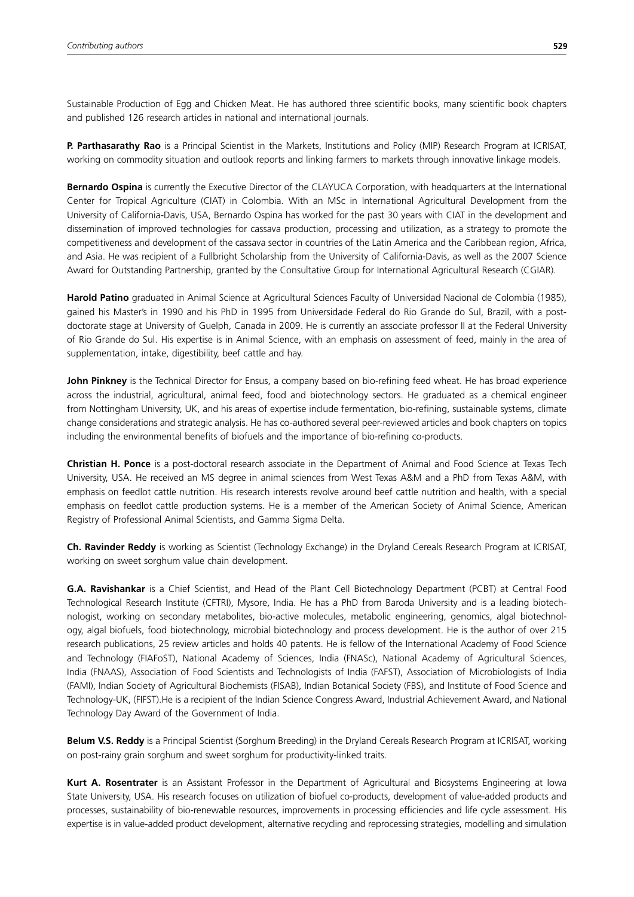Sustainable Production of Egg and Chicken Meat. He has authored three scientific books, many scientific book chapters and published 126 research articles in national and international journals.

**P. Parthasarathy Rao** is a Principal Scientist in the Markets, Institutions and Policy (MIP) Research Program at ICRISAT, working on commodity situation and outlook reports and linking farmers to markets through innovative linkage models.

**Bernardo Ospina** is currently the Executive Director of the CLAYUCA Corporation, with headquarters at the International Center for Tropical Agriculture (CIAT) in Colombia. With an MSc in International Agricultural Development from the University of California-Davis, USA, Bernardo Ospina has worked for the past 30 years with CIAT in the development and dissemination of improved technologies for cassava production, processing and utilization, as a strategy to promote the competitiveness and development of the cassava sector in countries of the Latin America and the Caribbean region, Africa, and Asia. He was recipient of a Fullbright Scholarship from the University of California-Davis, as well as the 2007 Science Award for Outstanding Partnership, granted by the Consultative Group for International Agricultural Research (CGIAR).

**Harold Patino** graduated in Animal Science at Agricultural Sciences Faculty of Universidad Nacional de Colombia (1985), gained his Master's in 1990 and his PhD in 1995 from Universidade Federal do Rio Grande do Sul, Brazil, with a post-doctorate stage at University of Guelph, Canada in 2009. He is currently an associate professor II at the Federal University of Rio Grande do Sul. His expertise is in Animal Science, with an emphasis on assessment of feed, mainly in the area of supplementation, intake, digestibility, beef cattle and hay.

**John Pinkney** is the Technical Director for Ensus, a company based on bio-refining feed wheat. He has broad experience across the industrial, agricultural, animal feed, food and biotechnology sectors. He graduated as a chemical engineer from Nottingham University, UK, and his areas of expertise include fermentation, bio-refining, sustainable systems, climate change considerations and strategic analysis. He has co-authored several peer-reviewed articles and book chapters on topics including the environmental benefits of biofuels and the importance of bio-refining co-products.

**Christian H. Ponce** is a post-doctoral research associate in the Department of Animal and Food Science at Texas Tech University, USA. He received an MS degree in animal sciences from West Texas A&M and a PhD from Texas A&M, with emphasis on feedlot cattle nutrition. His research interests revolve around beef cattle nutrition and health, with a special emphasis on feedlot cattle production systems. He is a member of the American Society of Animal Science, American Registry of Professional Animal Scientists, and Gamma Sigma Delta.

**Ch. Ravinder Reddy** is working as Scientist (Technology Exchange) in the Dryland Cereals Research Program at ICRISAT, working on sweet sorghum value chain development.

**G.A. Ravishankar** is a Chief Scientist, and Head of the Plant Cell Biotechnology Department (PCBT) at Central Food Technological Research Institute (CFTRI), Mysore, India. He has a PhD from Baroda University and is a leading biotechnologist, working on secondary metabolites, bio-active molecules, metabolic engineering, genomics, algal biotechnology, algal biofuels, food biotechnology, microbial biotechnology and process development. He is the author of over 215 research publications, 25 review articles and holds 40 patents. He is fellow of the International Academy of Food Science and Technology (FIAFoST), National Academy of Sciences, India (FNASc), National Academy of Agricultural Sciences, India (FNAAS), Association of Food Scientists and Technologists of India (FAFST), Association of Microbiologists of India (FAMI), Indian Society of Agricultural Biochemists (FISAB), Indian Botanical Society (FBS), and Institute of Food Science and Technology-UK, (FIFST).He is a recipient of the Indian Science Congress Award, Industrial Achievement Award, and National Technology Day Award of the Government of India.

**Belum V.S. Reddy** is a Principal Scientist (Sorghum Breeding) in the Dryland Cereals Research Program at ICRISAT, working on post-rainy grain sorghum and sweet sorghum for productivity-linked traits.

**Kurt A. Rosentrater** is an Assistant Professor in the Department of Agricultural and Biosystems Engineering at Iowa State University, USA. His research focuses on utilization of biofuel co-products, development of value-added products and processes, sustainability of bio-renewable resources, improvements in processing efficiencies and life cycle assessment. His expertise is in value-added product development, alternative recycling and reprocessing strategies, modelling and simulation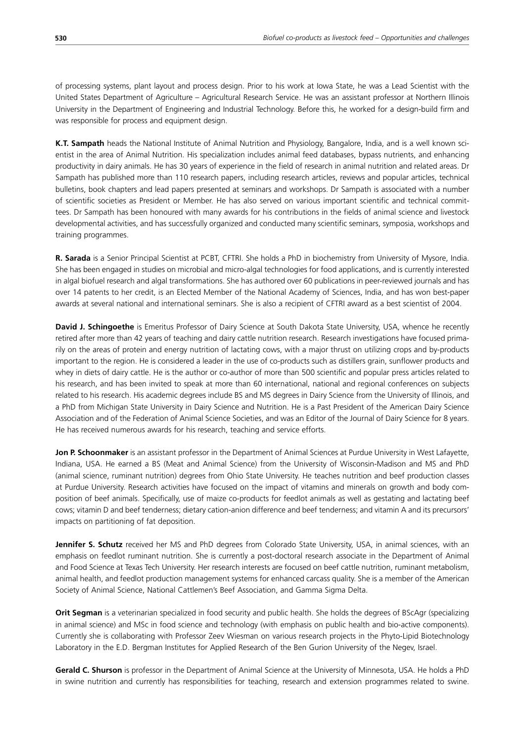of processing systems, plant layout and process design. Prior to his work at Iowa State, he was a Lead Scientist with the United States Department of Agriculture – Agricultural Research Service. He was an assistant professor at Northern Illinois University in the Department of Engineering and Industrial Technology. Before this, he worked for a design-build firm and was responsible for process and equipment design.

**K.T. Sampath** heads the National Institute of Animal Nutrition and Physiology, Bangalore, India, and is a well known scientist in the area of Animal Nutrition. His specialization includes animal feed databases, bypass nutrients, and enhancing productivity in dairy animals. He has 30 years of experience in the field of research in animal nutrition and related areas. Dr Sampath has published more than 110 research papers, including research articles, reviews and popular articles, technical bulletins, book chapters and lead papers presented at seminars and workshops. Dr Sampath is associated with a number of scientific societies as President or Member. He has also served on various important scientific and technical committees. Dr Sampath has been honoured with many awards for his contributions in the fields of animal science and livestock developmental activities, and has successfully organized and conducted many scientific seminars, symposia, workshops and training programmes.

**R. Sarada** is a Senior Principal Scientist at PCBT, CFTRI. She holds a PhD in biochemistry from University of Mysore, India. She has been engaged in studies on microbial and micro-algal technologies for food applications, and is currently interested in algal biofuel research and algal transformations. She has authored over 60 publications in peer-reviewed journals and has over 14 patents to her credit, is an Elected Member of the National Academy of Sciences, India, and has won best-paper awards at several national and international seminars. She is also a recipient of CFTRI award as a best scientist of 2004.

**David J. Schingoethe** is Emeritus Professor of Dairy Science at South Dakota State University, USA, whence he recently retired after more than 42 years of teaching and dairy cattle nutrition research. Research investigations have focused primarily on the areas of protein and energy nutrition of lactating cows, with a major thrust on utilizing crops and by-products important to the region. He is considered a leader in the use of co-products such as distillers grain, sunflower products and whey in diets of dairy cattle. He is the author or co-author of more than 500 scientific and popular press articles related to his research, and has been invited to speak at more than 60 international, national and regional conferences on subjects related to his research. His academic degrees include BS and MS degrees in Dairy Science from the University of Illinois, and a PhD from Michigan State University in Dairy Science and Nutrition. He is a Past President of the American Dairy Science Association and of the Federation of Animal Science Societies, and was an Editor of the Journal of Dairy Science for 8 years. He has received numerous awards for his research, teaching and service efforts.

**Jon P. Schoonmaker** is an assistant professor in the Department of Animal Sciences at Purdue University in West Lafayette, Indiana, USA. He earned a BS (Meat and Animal Science) from the University of Wisconsin-Madison and MS and PhD (animal science, ruminant nutrition) degrees from Ohio State University. He teaches nutrition and beef production classes at Purdue University. Research activities have focused on the impact of vitamins and minerals on growth and body composition of beef animals. Specifically, use of maize co-products for feedlot animals as well as gestating and lactating beef cows; vitamin D and beef tenderness; dietary cation-anion difference and beef tenderness; and vitamin A and its precursors' impacts on partitioning of fat deposition.

**Jennifer S. Schutz** received her MS and PhD degrees from Colorado State University, USA, in animal sciences, with an emphasis on feedlot ruminant nutrition. She is currently a post-doctoral research associate in the Department of Animal and Food Science at Texas Tech University. Her research interests are focused on beef cattle nutrition, ruminant metabolism, animal health, and feedlot production management systems for enhanced carcass quality. She is a member of the American Society of Animal Science, National Cattlemen's Beef Association, and Gamma Sigma Delta.

**Orit Segman** is a veterinarian specialized in food security and public health. She holds the degrees of BScAgr (specializing in animal science) and MSc in food science and technology (with emphasis on public health and bio-active components). Currently she is collaborating with Professor Zeev Wiesman on various research projects in the Phyto-Lipid Biotechnology Laboratory in the E.D. Bergman Institutes for Applied Research of the Ben Gurion University of the Negev, Israel.

**Gerald C. Shurson** is professor in the Department of Animal Science at the University of Minnesota, USA. He holds a PhD in swine nutrition and currently has responsibilities for teaching, research and extension programmes related to swine.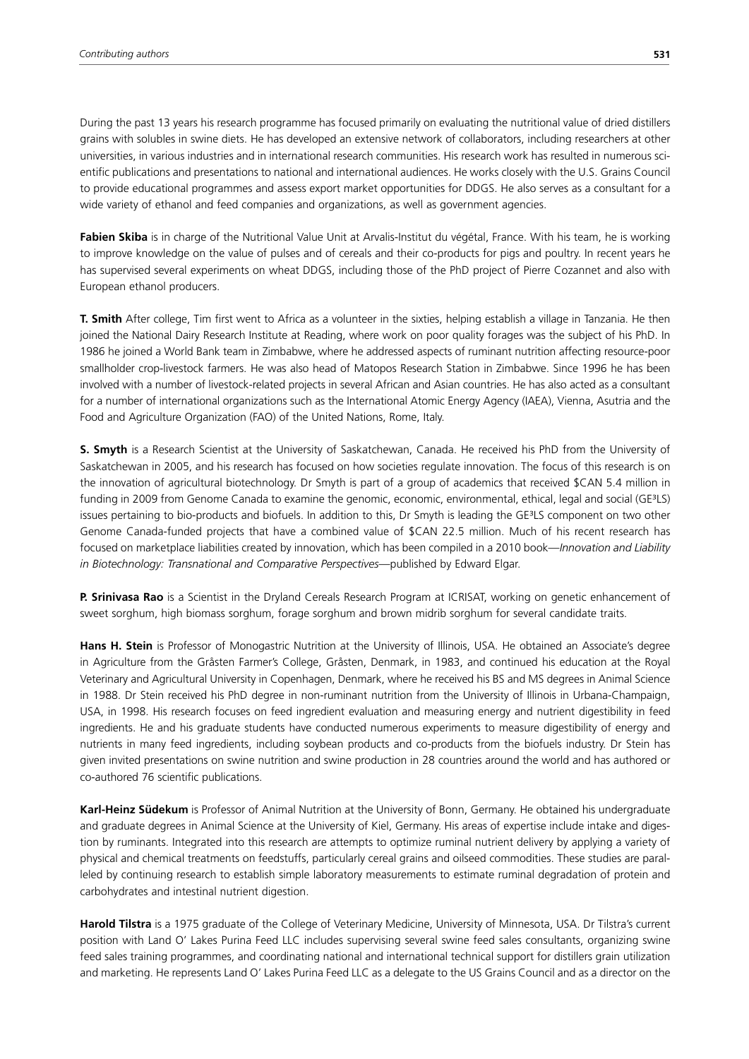During the past 13 years his research programme has focused primarily on evaluating the nutritional value of dried distillers grains with solubles in swine diets. He has developed an extensive network of collaborators, including researchers at other universities, in various industries and in international research communities. His research work has resulted in numerous scientific publications and presentations to national and international audiences. He works closely with the U.S. Grains Council to provide educational programmes and assess export market opportunities for DDGS. He also serves as a consultant for a wide variety of ethanol and feed companies and organizations, as well as government agencies.

**Fabien Skiba** is in charge of the Nutritional Value Unit at Arvalis-Institut du végétal, France. With his team, he is working to improve knowledge on the value of pulses and of cereals and their co-products for pigs and poultry. In recent years he has supervised several experiments on wheat DDGS, including those of the PhD project of Pierre Cozannet and also with European ethanol producers.

**T. Smith** After college, Tim first went to Africa as a volunteer in the sixties, helping establish a village in Tanzania. He then joined the National Dairy Research Institute at Reading, where work on poor quality forages was the subject of his PhD. In 1986 he joined a World Bank team in Zimbabwe, where he addressed aspects of ruminant nutrition affecting resource-poor smallholder crop-livestock farmers. He was also head of Matopos Research Station in Zimbabwe. Since 1996 he has been involved with a number of livestock-related projects in several African and Asian countries. He has also acted as a consultant for a number of international organizations such as the International Atomic Energy Agency (IAEA), Vienna, Asutria and the Food and Agriculture Organization (FAO) of the United Nations, Rome, Italy.

**S. Smyth** is a Research Scientist at the University of Saskatchewan, Canada. He received his PhD from the University of Saskatchewan in 2005, and his research has focused on how societies regulate innovation. The focus of this research is on the innovation of agricultural biotechnology. Dr Smyth is part of a group of academics that received $CAN 5.4 million in funding in 2009 from Genome Canada to examine the genomic, economic, environmental, ethical, legal and social (GE³LS) issues pertaining to bio-products and biofuels. In addition to this, Dr Smyth is leading the GE³LS component on two other Genome Canada-funded projects that have a combined value of $CAN 22.5 million. Much of his recent research has focused on marketplace liabilities created by innovation, which has been compiled in a 2010 book—*Innovation and Liability in Biotechnology: Transnational and Comparative Perspectives*—published by Edward Elgar.

**P. Srinivasa Rao** is a Scientist in the Dryland Cereals Research Program at ICRISAT, working on genetic enhancement of sweet sorghum, high biomass sorghum, forage sorghum and brown midrib sorghum for several candidate traits.

**Hans H. Stein** is Professor of Monogastric Nutrition at the University of Illinois, USA. He obtained an Associate's degree in Agriculture from the Gråsten Farmer's College, Gråsten, Denmark, in 1983, and continued his education at the Royal Veterinary and Agricultural University in Copenhagen, Denmark, where he received his BS and MS degrees in Animal Science in 1988. Dr Stein received his PhD degree in non-ruminant nutrition from the University of Illinois in Urbana-Champaign, USA, in 1998. His research focuses on feed ingredient evaluation and measuring energy and nutrient digestibility in feed ingredients. He and his graduate students have conducted numerous experiments to measure digestibility of energy and nutrients in many feed ingredients, including soybean products and co-products from the biofuels industry. Dr Stein has given invited presentations on swine nutrition and swine production in 28 countries around the world and has authored or co-authored 76 scientific publications.

**Karl-Heinz Südekum** is Professor of Animal Nutrition at the University of Bonn, Germany. He obtained his undergraduate and graduate degrees in Animal Science at the University of Kiel, Germany. His areas of expertise include intake and digestion by ruminants. Integrated into this research are attempts to optimize ruminal nutrient delivery by applying a variety of physical and chemical treatments on feedstuffs, particularly cereal grains and oilseed commodities. These studies are paralleled by continuing research to establish simple laboratory measurements to estimate ruminal degradation of protein and carbohydrates and intestinal nutrient digestion.

**Harold Tilstra** is a 1975 graduate of the College of Veterinary Medicine, University of Minnesota, USA. Dr Tilstra's current position with Land O' Lakes Purina Feed LLC includes supervising several swine feed sales consultants, organizing swine feed sales training programmes, and coordinating national and international technical support for distillers grain utilization and marketing. He represents Land O' Lakes Purina Feed LLC as a delegate to the US Grains Council and as a director on the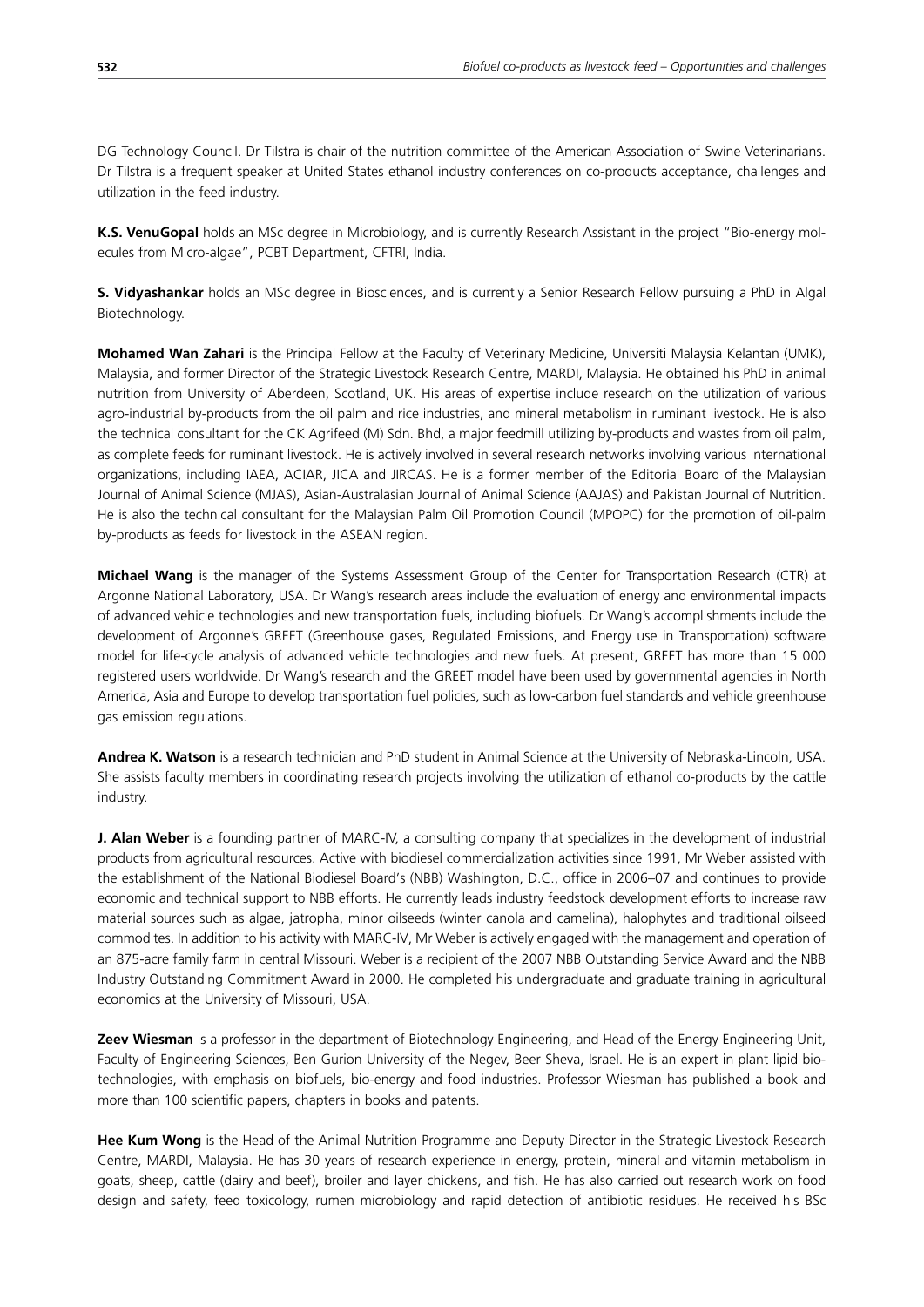DG Technology Council. Dr Tilstra is chair of the nutrition committee of the American Association of Swine Veterinarians. Dr Tilstra is a frequent speaker at United States ethanol industry conferences on co-products acceptance, challenges and utilization in the feed industry.

**K.S. VenuGopal** holds an MSc degree in Microbiology, and is currently Research Assistant in the project "Bio-energy molecules from Micro-algae", PCBT Department, CFTRI, India.

**S. Vidyashankar** holds an MSc degree in Biosciences, and is currently a Senior Research Fellow pursuing a PhD in Algal Biotechnology.

**Mohamed Wan Zahari** is the Principal Fellow at the Faculty of Veterinary Medicine, Universiti Malaysia Kelantan (UMK), Malaysia, and former Director of the Strategic Livestock Research Centre, MARDI, Malaysia. He obtained his PhD in animal nutrition from University of Aberdeen, Scotland, UK. His areas of expertise include research on the utilization of various agro-industrial by-products from the oil palm and rice industries, and mineral metabolism in ruminant livestock. He is also the technical consultant for the CK Agrifeed (M) Sdn. Bhd, a major feedmill utilizing by-products and wastes from oil palm, as complete feeds for ruminant livestock. He is actively involved in several research networks involving various international organizations, including IAEA, ACIAR, JICA and JIRCAS. He is a former member of the Editorial Board of the Malaysian Journal of Animal Science (MJAS), Asian-Australasian Journal of Animal Science (AAJAS) and Pakistan Journal of Nutrition. He is also the technical consultant for the Malaysian Palm Oil Promotion Council (MPOPC) for the promotion of oil-palm by-products as feeds for livestock in the ASEAN region.

**Michael Wang** is the manager of the Systems Assessment Group of the Center for Transportation Research (CTR) at Argonne National Laboratory, USA. Dr Wang's research areas include the evaluation of energy and environmental impacts of advanced vehicle technologies and new transportation fuels, including biofuels. Dr Wang's accomplishments include the development of Argonne's GREET (Greenhouse gases, Regulated Emissions, and Energy use in Transportation) software model for life-cycle analysis of advanced vehicle technologies and new fuels. At present, GREET has more than 15 000 registered users worldwide. Dr Wang's research and the GREET model have been used by governmental agencies in North America, Asia and Europe to develop transportation fuel policies, such as low-carbon fuel standards and vehicle greenhouse gas emission regulations.

**Andrea K. Watson** is a research technician and PhD student in Animal Science at the University of Nebraska-Lincoln, USA. She assists faculty members in coordinating research projects involving the utilization of ethanol co-products by the cattle industry.

**J. Alan Weber** is a founding partner of MARC-IV, a consulting company that specializes in the development of industrial products from agricultural resources. Active with biodiesel commercialization activities since 1991, Mr Weber assisted with the establishment of the National Biodiesel Board's (NBB) Washington, D.C., office in 2006–07 and continues to provide economic and technical support to NBB efforts. He currently leads industry feedstock development efforts to increase raw material sources such as algae, jatropha, minor oilseeds (winter canola and camelina), halophytes and traditional oilseed commodites. In addition to his activity with MARC-IV, Mr Weber is actively engaged with the management and operation of an 875-acre family farm in central Missouri. Weber is a recipient of the 2007 NBB Outstanding Service Award and the NBB Industry Outstanding Commitment Award in 2000. He completed his undergraduate and graduate training in agricultural economics at the University of Missouri, USA.

**Zeev Wiesman** is a professor in the department of Biotechnology Engineering, and Head of the Energy Engineering Unit, Faculty of Engineering Sciences, Ben Gurion University of the Negev, Beer Sheva, Israel. He is an expert in plant lipid biotechnologies, with emphasis on biofuels, bio-energy and food industries. Professor Wiesman has published a book and more than 100 scientific papers, chapters in books and patents.

**Hee Kum Wong** is the Head of the Animal Nutrition Programme and Deputy Director in the Strategic Livestock Research Centre, MARDI, Malaysia. He has 30 years of research experience in energy, protein, mineral and vitamin metabolism in goats, sheep, cattle (dairy and beef), broiler and layer chickens, and fish. He has also carried out research work on food design and safety, feed toxicology, rumen microbiology and rapid detection of antibiotic residues. He received his BSc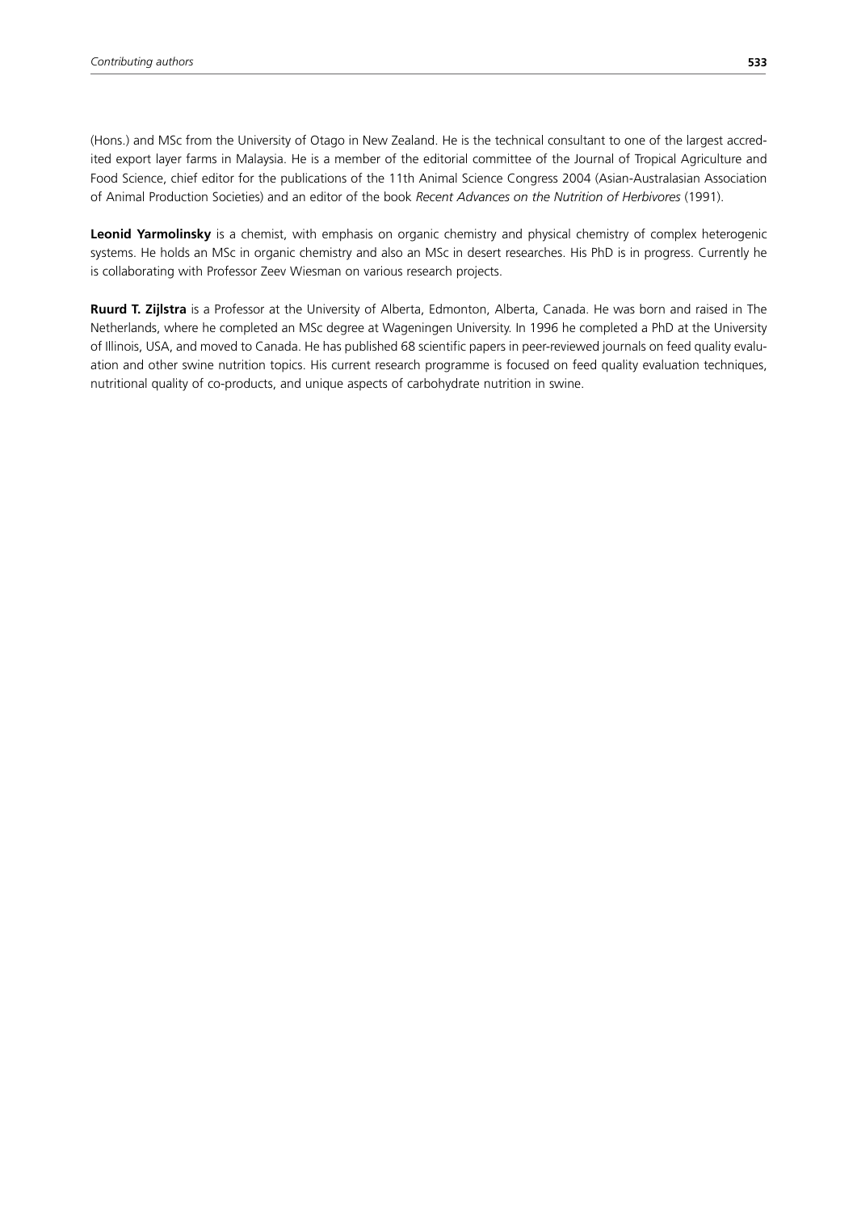(Hons.) and MSc from the University of Otago in New Zealand. He is the technical consultant to one of the largest accredited export layer farms in Malaysia. He is a member of the editorial committee of the Journal of Tropical Agriculture and Food Science, chief editor for the publications of the 11th Animal Science Congress 2004 (Asian-Australasian Association of Animal Production Societies) and an editor of the book *Recent Advances on the Nutrition of Herbivores* (1991).

**Leonid Yarmolinsky** is a chemist, with emphasis on organic chemistry and physical chemistry of complex heterogenic systems. He holds an MSc in organic chemistry and also an MSc in desert researches. His PhD is in progress. Currently he is collaborating with Professor Zeev Wiesman on various research projects.

**Ruurd T. Zijlstra** is a Professor at the University of Alberta, Edmonton, Alberta, Canada. He was born and raised in The Netherlands, where he completed an MSc degree at Wageningen University. In 1996 he completed a PhD at the University of Illinois, USA, and moved to Canada. He has published 68 scientific papers in peer-reviewed journals on feed quality evaluation and other swine nutrition topics. His current research programme is focused on feed quality evaluation techniques, nutritional quality of co-products, and unique aspects of carbohydrate nutrition in swine.